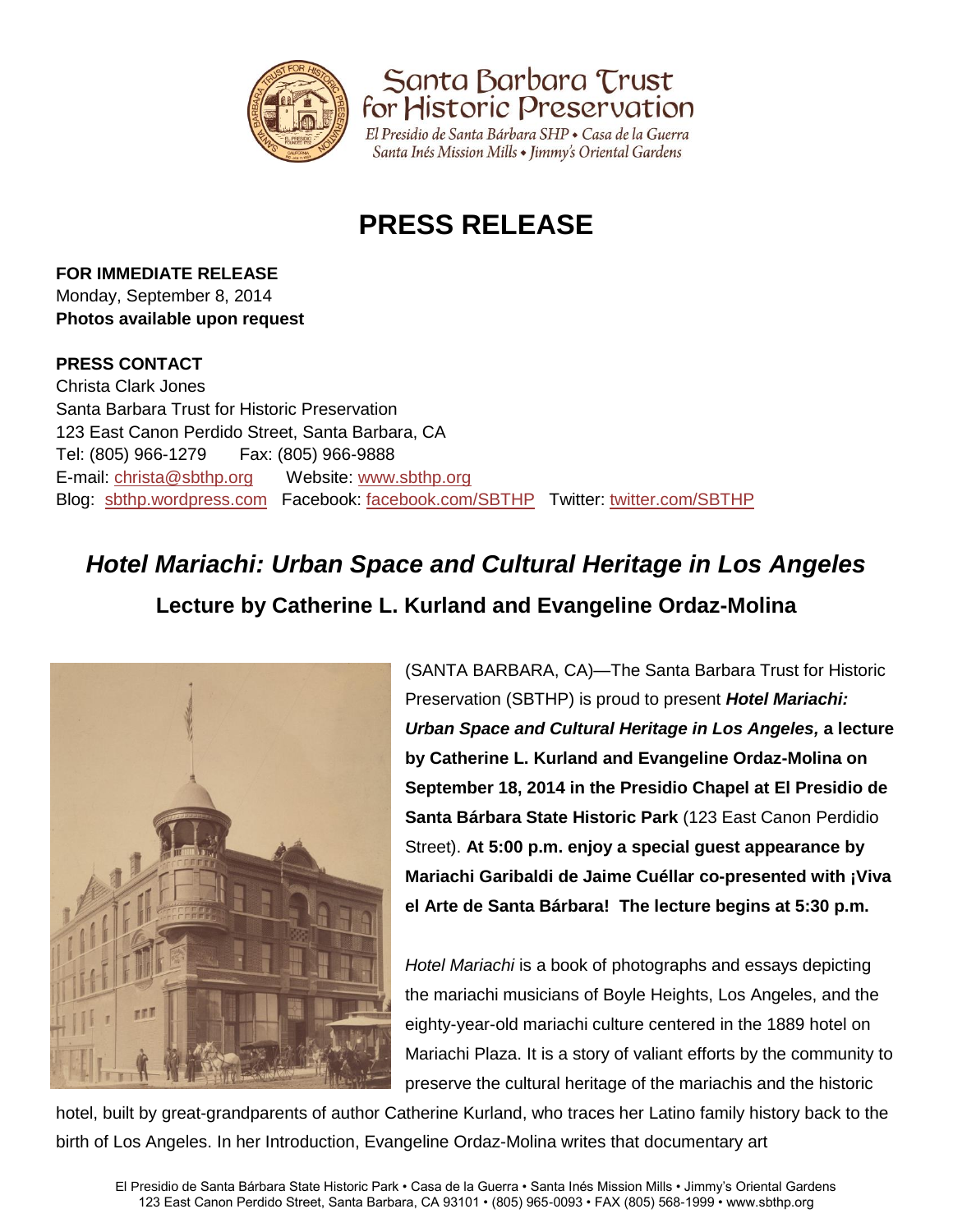Santa Barbara Trust for Historic Preservation

*El Presidio de Santa Bárbara SHP • Casa de la Guerra*
*Santa Inés Mission Mills • Jimmy's Oriental Gardens*

# PRESS RELEASE

**FOR IMMEDIATE RELEASE**
Monday, September 8, 2014
**Photos available upon request**

**PRESS CONTACT**
Christa Clark Jones
Santa Barbara Trust for Historic Preservation
123 East Canon Perdido Street, Santa Barbara, CA
Tel: (805) 966-1279    Fax: (805) 966-9888
E-mail: christa@sbthp.org    Website: www.sbthp.org
Blog: sbthp.wordpress.com  Facebook: facebook.com/SBTHP  Twitter: twitter.com/SBTHP

## *Hotel Mariachi: Urban Space and Cultural Heritage in Los Angeles*

### Lecture by Catherine L. Kurland and Evangeline Ordaz-Molina

(SANTA BARBARA, CA)—The Santa Barbara Trust for Historic Preservation (SBTHP) is proud to present ***Hotel Mariachi: Urban Space and Cultural Heritage in Los Angeles,*** **a lecture by Catherine L. Kurland and Evangeline Ordaz-Molina on September 18, 2014 in the Presidio Chapel at El Presidio de Santa Bárbara State Historic Park** (123 East Canon Perdidio Street). **At 5:00 p.m. enjoy a special guest appearance by Mariachi Garibaldi de Jaime Cuéllar co-presented with ¡Viva el Arte de Santa Bárbara! The lecture begins at 5:30 p.m.**

*Hotel Mariachi* is a book of photographs and essays depicting the mariachi musicians of Boyle Heights, Los Angeles, and the eighty-year-old mariachi culture centered in the 1889 hotel on Mariachi Plaza. It is a story of valiant efforts by the community to preserve the cultural heritage of the mariachis and the historic hotel, built by great-grandparents of author Catherine Kurland, who traces her Latino family history back to the birth of Los Angeles. In her Introduction, Evangeline Ordaz-Molina writes that documentary art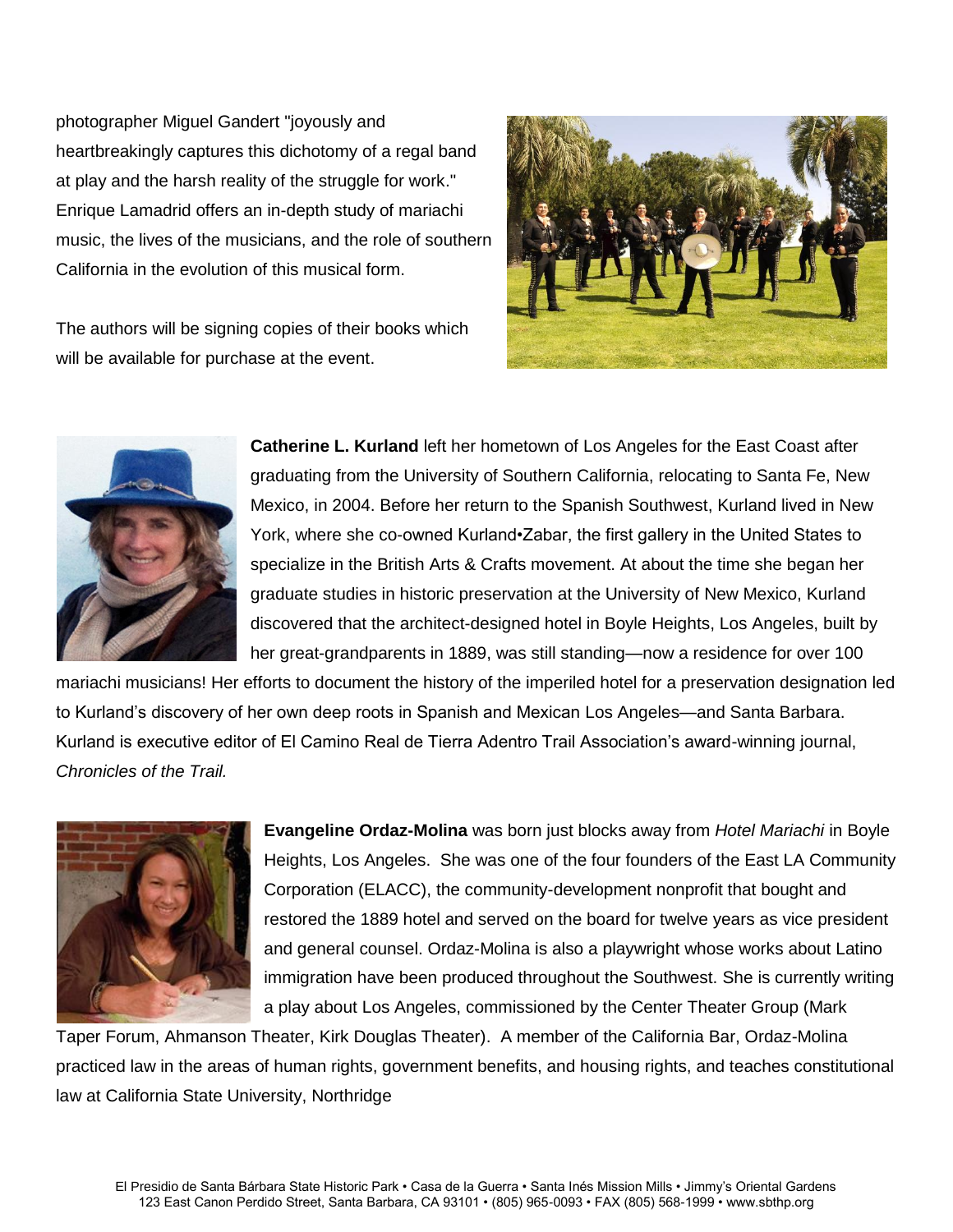photographer Miguel Gandert "joyously and heartbreakingly captures this dichotomy of a regal band at play and the harsh reality of the struggle for work." Enrique Lamadrid offers an in-depth study of mariachi music, the lives of the musicians, and the role of southern California in the evolution of this musical form.

The authors will be signing copies of their books which will be available for purchase at the event.

**Catherine L. Kurland** left her hometown of Los Angeles for the East Coast after graduating from the University of Southern California, relocating to Santa Fe, New Mexico, in 2004. Before her return to the Spanish Southwest, Kurland lived in New York, where she co-owned Kurland•Zabar, the first gallery in the United States to specialize in the British Arts & Crafts movement. At about the time she began her graduate studies in historic preservation at the University of New Mexico, Kurland discovered that the architect-designed hotel in Boyle Heights, Los Angeles, built by her great-grandparents in 1889, was still standing—now a residence for over 100 mariachi musicians! Her efforts to document the history of the imperiled hotel for a preservation designation led to Kurland's discovery of her own deep roots in Spanish and Mexican Los Angeles—and Santa Barbara. Kurland is executive editor of El Camino Real de Tierra Adentro Trail Association's award-winning journal, *Chronicles of the Trail.*

**Evangeline Ordaz-Molina** was born just blocks away from *Hotel Mariachi* in Boyle Heights, Los Angeles. She was one of the four founders of the East LA Community Corporation (ELACC), the community-development nonprofit that bought and restored the 1889 hotel and served on the board for twelve years as vice president and general counsel. Ordaz-Molina is also a playwright whose works about Latino immigration have been produced throughout the Southwest. She is currently writing a play about Los Angeles, commissioned by the Center Theater Group (Mark Taper Forum, Ahmanson Theater, Kirk Douglas Theater). A member of the California Bar, Ordaz-Molina practiced law in the areas of human rights, government benefits, and housing rights, and teaches constitutional law at California State University, Northridge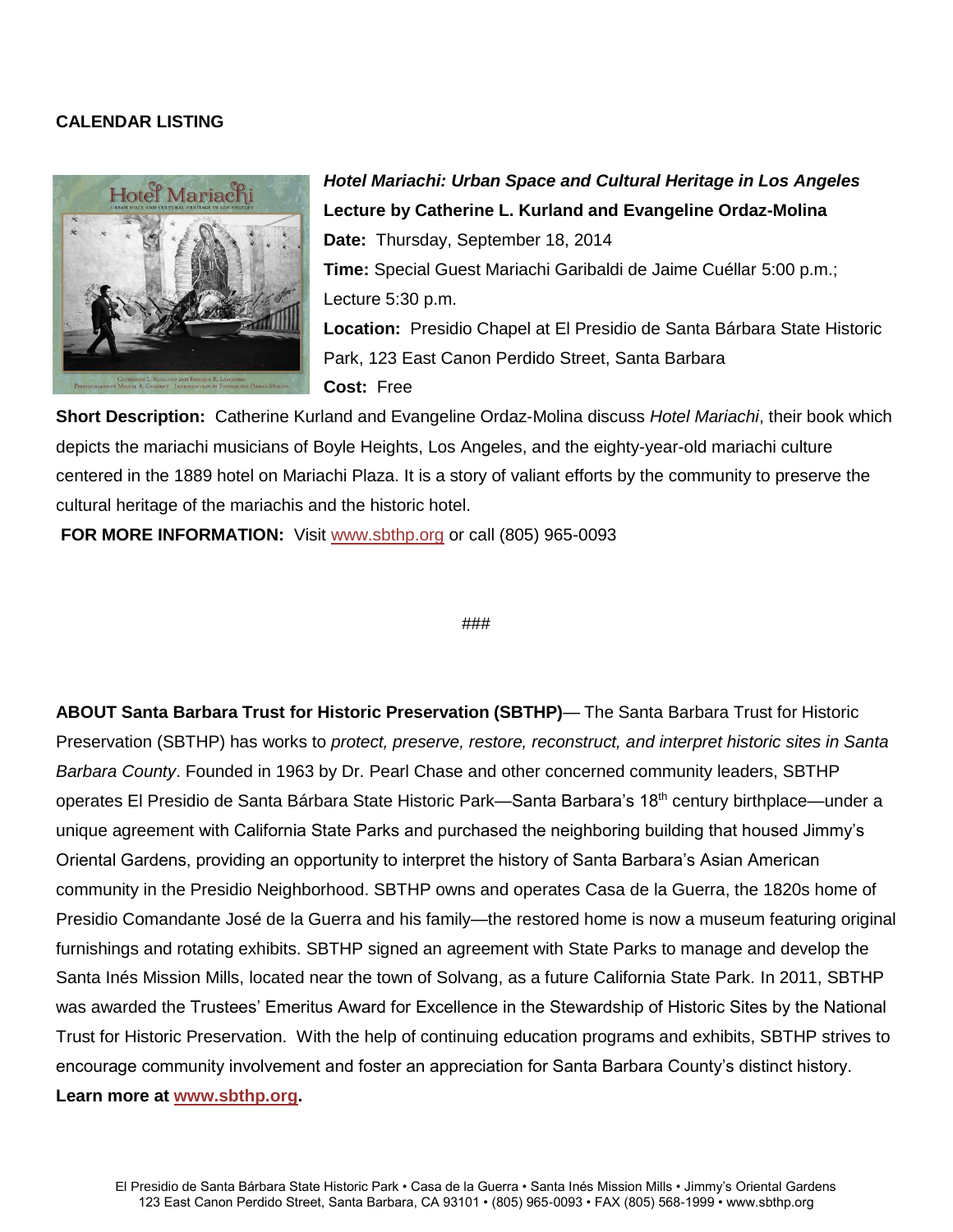**CALENDAR LISTING**

***Hotel Mariachi: Urban Space and Cultural Heritage in Los Angeles***
**Lecture by Catherine L. Kurland and Evangeline Ordaz-Molina**
**Date:** Thursday, September 18, 2014
**Time:** Special Guest Mariachi Garibaldi de Jaime Cuéllar 5:00 p.m.; Lecture 5:30 p.m.
**Location:** Presidio Chapel at El Presidio de Santa Bárbara State Historic Park, 123 East Canon Perdido Street, Santa Barbara
**Cost:** Free

**Short Description:** Catherine Kurland and Evangeline Ordaz-Molina discuss *Hotel Mariachi*, their book which depicts the mariachi musicians of Boyle Heights, Los Angeles, and the eighty-year-old mariachi culture centered in the 1889 hotel on Mariachi Plaza. It is a story of valiant efforts by the community to preserve the cultural heritage of the mariachis and the historic hotel.

**FOR MORE INFORMATION:** Visit www.sbthp.org or call (805) 965-0093

###

**ABOUT Santa Barbara Trust for Historic Preservation (SBTHP)**— The Santa Barbara Trust for Historic Preservation (SBTHP) has works to *protect, preserve, restore, reconstruct, and interpret historic sites in Santa Barbara County*. Founded in 1963 by Dr. Pearl Chase and other concerned community leaders, SBTHP operates El Presidio de Santa Bárbara State Historic Park—Santa Barbara's 18th century birthplace—under a unique agreement with California State Parks and purchased the neighboring building that housed Jimmy's Oriental Gardens, providing an opportunity to interpret the history of Santa Barbara's Asian American community in the Presidio Neighborhood. SBTHP owns and operates Casa de la Guerra, the 1820s home of Presidio Comandante José de la Guerra and his family—the restored home is now a museum featuring original furnishings and rotating exhibits. SBTHP signed an agreement with State Parks to manage and develop the Santa Inés Mission Mills, located near the town of Solvang, as a future California State Park. In 2011, SBTHP was awarded the Trustees' Emeritus Award for Excellence in the Stewardship of Historic Sites by the National Trust for Historic Preservation. With the help of continuing education programs and exhibits, SBTHP strives to encourage community involvement and foster an appreciation for Santa Barbara County's distinct history. **Learn more at www.sbthp.org.**

El Presidio de Santa Bárbara State Historic Park • Casa de la Guerra • Santa Inés Mission Mills • Jimmy's Oriental Gardens
123 East Canon Perdido Street, Santa Barbara, CA 93101 • (805) 965-0093 • FAX (805) 568-1999 • www.sbthp.org